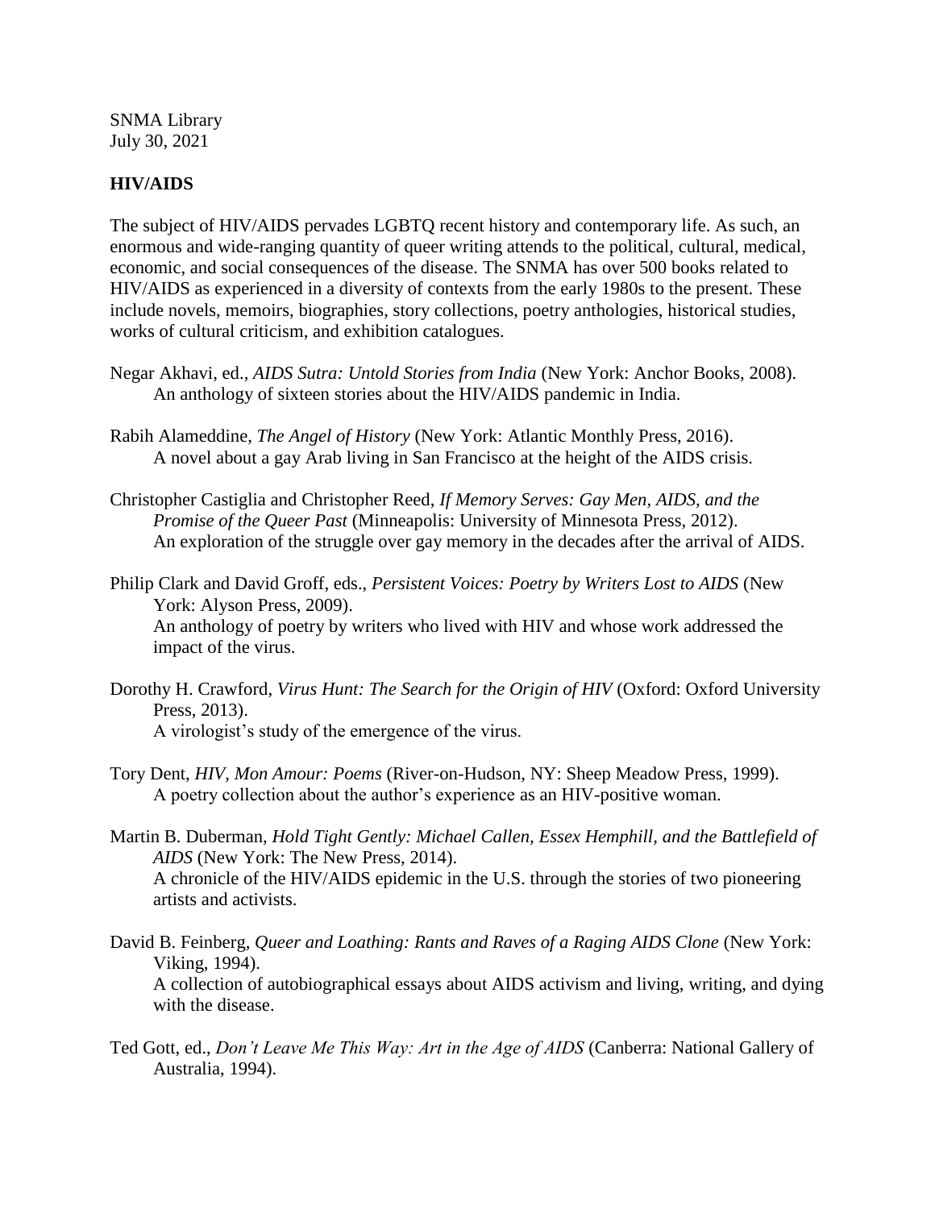SNMA Library
July 30, 2021

## HIV/AIDS

The subject of HIV/AIDS pervades LGBTQ recent history and contemporary life. As such, an enormous and wide-ranging quantity of queer writing attends to the political, cultural, medical, economic, and social consequences of the disease. The SNMA has over 500 books related to HIV/AIDS as experienced in a diversity of contexts from the early 1980s to the present. These include novels, memoirs, biographies, story collections, poetry anthologies, historical studies, works of cultural criticism, and exhibition catalogues.

Negar Akhavi, ed., *AIDS Sutra: Untold Stories from India* (New York: Anchor Books, 2008).
An anthology of sixteen stories about the HIV/AIDS pandemic in India.

Rabih Alameddine, *The Angel of History* (New York: Atlantic Monthly Press, 2016).
A novel about a gay Arab living in San Francisco at the height of the AIDS crisis.

Christopher Castiglia and Christopher Reed, *If Memory Serves: Gay Men, AIDS, and the Promise of the Queer Past* (Minneapolis: University of Minnesota Press, 2012).
An exploration of the struggle over gay memory in the decades after the arrival of AIDS.

Philip Clark and David Groff, eds., *Persistent Voices: Poetry by Writers Lost to AIDS* (New York: Alyson Press, 2009).
An anthology of poetry by writers who lived with HIV and whose work addressed the impact of the virus.

Dorothy H. Crawford, *Virus Hunt: The Search for the Origin of HIV* (Oxford: Oxford University Press, 2013).
A virologist's study of the emergence of the virus.

Tory Dent, *HIV, Mon Amour: Poems* (River-on-Hudson, NY: Sheep Meadow Press, 1999).
A poetry collection about the author's experience as an HIV-positive woman.

Martin B. Duberman, *Hold Tight Gently: Michael Callen, Essex Hemphill, and the Battlefield of AIDS* (New York: The New Press, 2014).
A chronicle of the HIV/AIDS epidemic in the U.S. through the stories of two pioneering artists and activists.

David B. Feinberg, *Queer and Loathing: Rants and Raves of a Raging AIDS Clone* (New York: Viking, 1994).
A collection of autobiographical essays about AIDS activism and living, writing, and dying with the disease.

Ted Gott, ed., *Don't Leave Me This Way: Art in the Age of AIDS* (Canberra: National Gallery of Australia, 1994).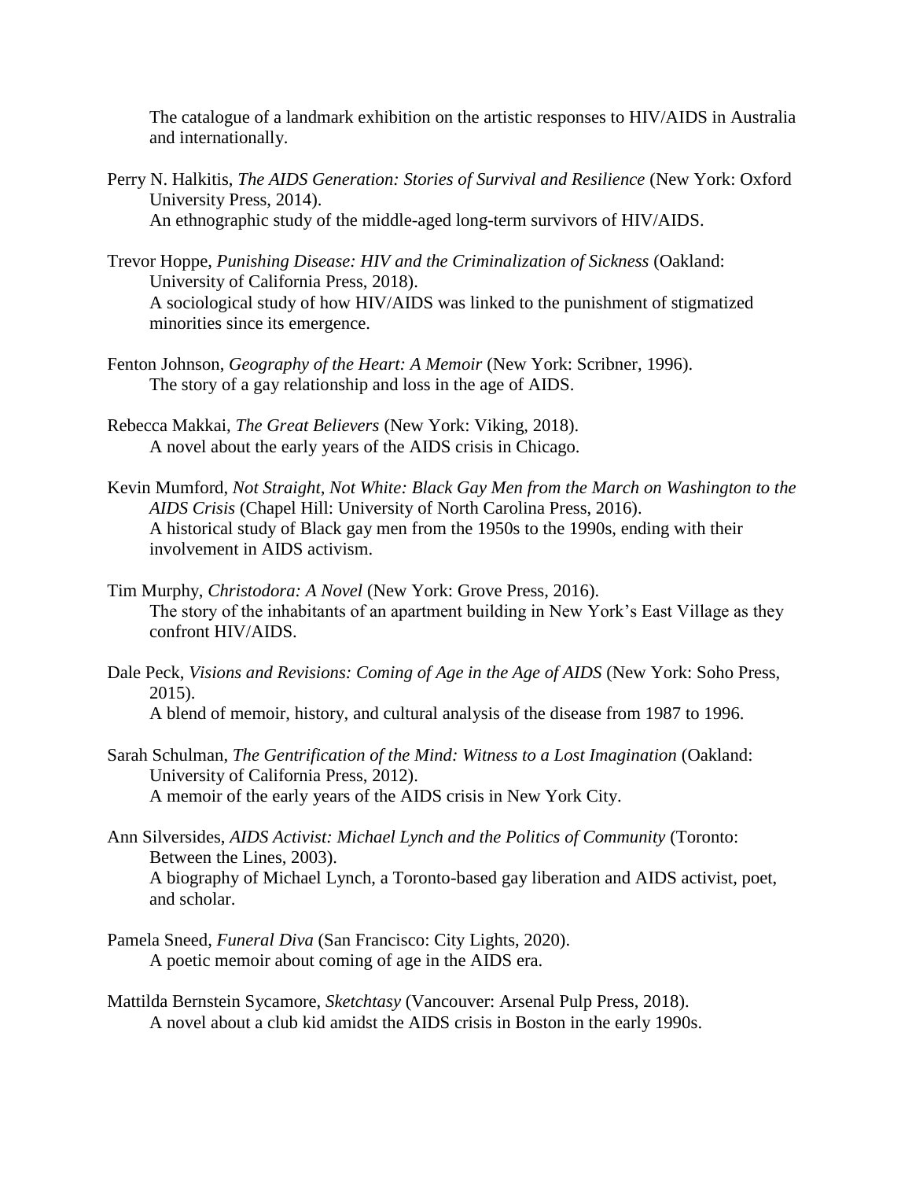The catalogue of a landmark exhibition on the artistic responses to HIV/AIDS in Australia and internationally.

Perry N. Halkitis, *The AIDS Generation: Stories of Survival and Resilience* (New York: Oxford University Press, 2014).
An ethnographic study of the middle-aged long-term survivors of HIV/AIDS.

Trevor Hoppe, *Punishing Disease: HIV and the Criminalization of Sickness* (Oakland: University of California Press, 2018).
A sociological study of how HIV/AIDS was linked to the punishment of stigmatized minorities since its emergence.

Fenton Johnson, *Geography of the Heart: A Memoir* (New York: Scribner, 1996).
The story of a gay relationship and loss in the age of AIDS.

Rebecca Makkai, *The Great Believers* (New York: Viking, 2018).
A novel about the early years of the AIDS crisis in Chicago.

Kevin Mumford, *Not Straight, Not White: Black Gay Men from the March on Washington to the AIDS Crisis* (Chapel Hill: University of North Carolina Press, 2016).
A historical study of Black gay men from the 1950s to the 1990s, ending with their involvement in AIDS activism.

Tim Murphy, *Christodora: A Novel* (New York: Grove Press, 2016).
The story of the inhabitants of an apartment building in New York's East Village as they confront HIV/AIDS.

Dale Peck, *Visions and Revisions: Coming of Age in the Age of AIDS* (New York: Soho Press, 2015).
A blend of memoir, history, and cultural analysis of the disease from 1987 to 1996.

Sarah Schulman, *The Gentrification of the Mind: Witness to a Lost Imagination* (Oakland: University of California Press, 2012).
A memoir of the early years of the AIDS crisis in New York City.

Ann Silversides, *AIDS Activist: Michael Lynch and the Politics of Community* (Toronto: Between the Lines, 2003).
A biography of Michael Lynch, a Toronto-based gay liberation and AIDS activist, poet, and scholar.

Pamela Sneed, *Funeral Diva* (San Francisco: City Lights, 2020).
A poetic memoir about coming of age in the AIDS era.

Mattilda Bernstein Sycamore, *Sketchtasy* (Vancouver: Arsenal Pulp Press, 2018).
A novel about a club kid amidst the AIDS crisis in Boston in the early 1990s.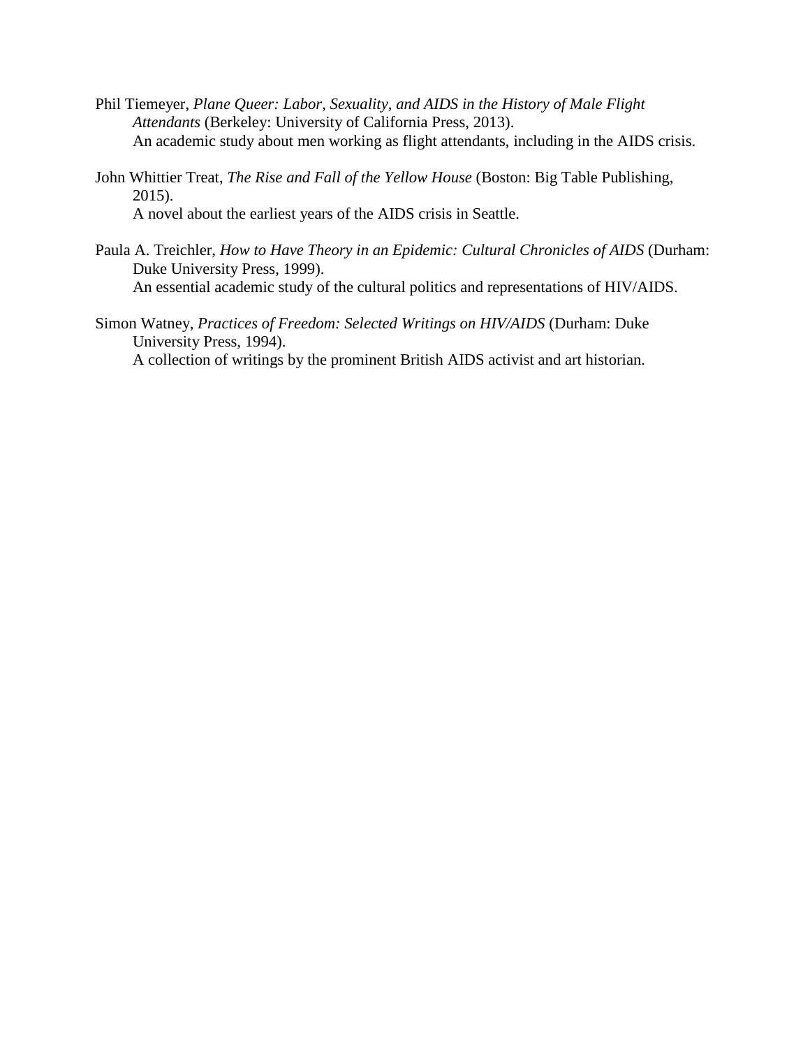Phil Tiemeyer, *Plane Queer: Labor, Sexuality, and AIDS in the History of Male Flight Attendants* (Berkeley: University of California Press, 2013).
An academic study about men working as flight attendants, including in the AIDS crisis.

John Whittier Treat, *The Rise and Fall of the Yellow House* (Boston: Big Table Publishing, 2015).
A novel about the earliest years of the AIDS crisis in Seattle.

Paula A. Treichler, *How to Have Theory in an Epidemic: Cultural Chronicles of AIDS* (Durham: Duke University Press, 1999).
An essential academic study of the cultural politics and representations of HIV/AIDS.

Simon Watney, *Practices of Freedom: Selected Writings on HIV/AIDS* (Durham: Duke University Press, 1994).
A collection of writings by the prominent British AIDS activist and art historian.